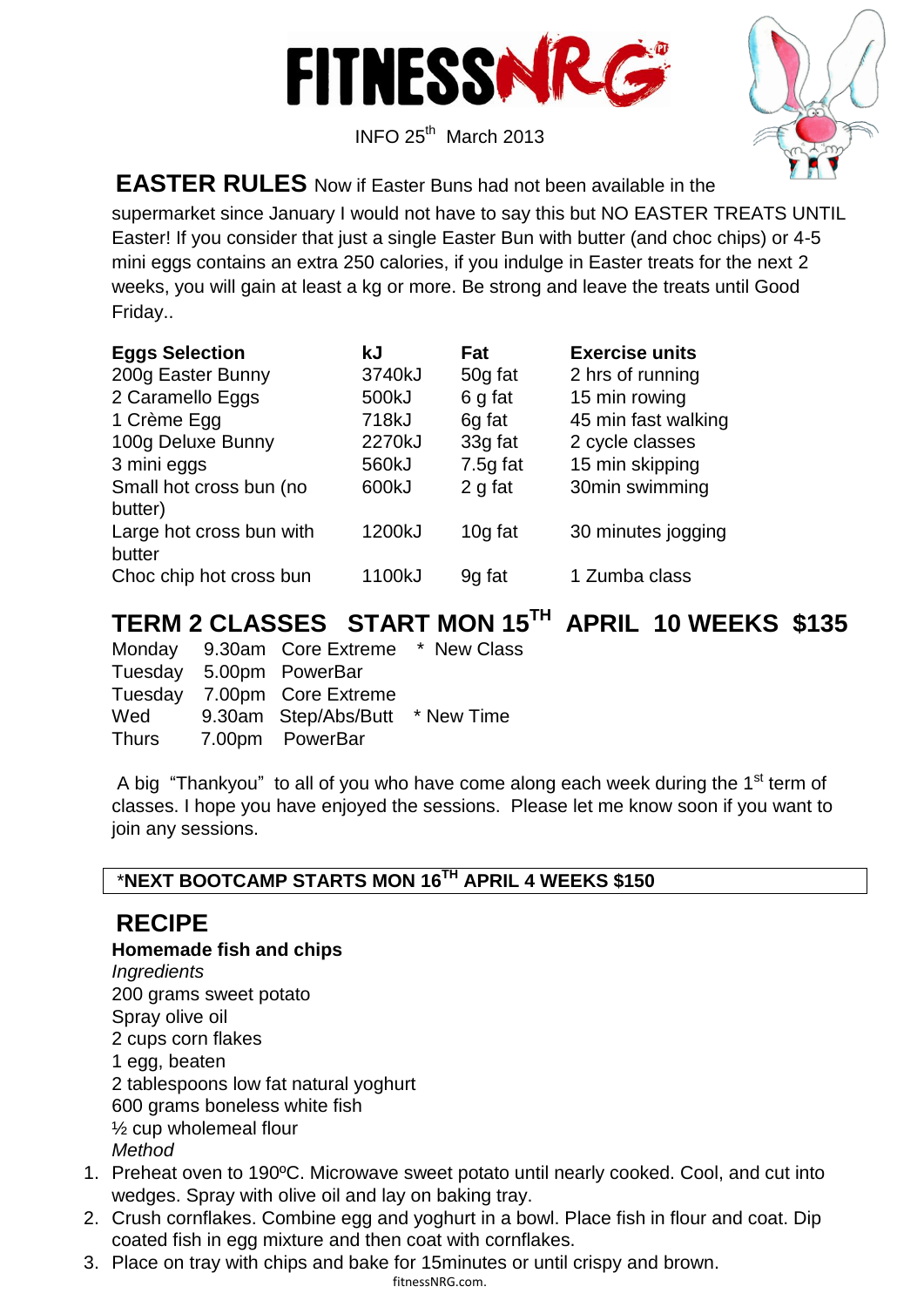# FITNESSNRG

INFO 25th March 2013

**EASTER RULES** Now if Easter Buns had not been available in the supermarket since January I would not have to say this but NO EASTER TREATS UNTIL Easter! If you consider that just a single Easter Bun with butter (and choc chips) or 4-5 mini eggs contains an extra 250 calories, if you indulge in Easter treats for the next 2 weeks, you will gain at least a kg or more. Be strong and leave the treats until Good Friday..

| Eggs Selection | kJ | Fat | Exercise units |
|---|---|---|---|
| 200g Easter Bunny | 3740kJ | 50g fat | 2 hrs of running |
| 2 Caramello Eggs | 500kJ | 6 g fat | 15 min rowing |
| 1 Crème Egg | 718kJ | 6g fat | 45 min fast walking |
| 100g Deluxe Bunny | 2270kJ | 33g fat | 2 cycle classes |
| 3 mini eggs | 560kJ | 7.5g fat | 15 min skipping |
| Small hot cross bun (no butter) | 600kJ | 2 g fat | 30min swimming |
| Large hot cross bun with butter | 1200kJ | 10g fat | 30 minutes jogging |
| Choc chip hot cross bun | 1100kJ | 9g fat | 1 Zumba class |

## TERM 2 CLASSES START MON 15TH APRIL 10 WEEKS $135

| | | | |
|---|---|---|---|
| Monday | 9.30am | Core Extreme | * New Class |
| Tuesday | 5.00pm | PowerBar | |
| Tuesday | 7.00pm | Core Extreme | |
| Wed | 9.30am | Step/Abs/Butt | * New Time |
| Thurs | 7.00pm | PowerBar | |

A big "Thankyou" to all of you who have come along each week during the 1st term of classes. I hope you have enjoyed the sessions. Please let me know soon if you want to join any sessions.

**\*NEXT BOOTCAMP STARTS MON 16TH APRIL 4 WEEKS $150**

## RECIPE

**Homemade fish and chips**

*Ingredients*

200 grams sweet potato
Spray olive oil
2 cups corn flakes
1 egg, beaten
2 tablespoons low fat natural yoghurt
600 grams boneless white fish
½ cup wholemeal flour

*Method*

1. Preheat oven to 190ºC. Microwave sweet potato until nearly cooked. Cool, and cut into wedges. Spray with olive oil and lay on baking tray.
2. Crush cornflakes. Combine egg and yoghurt in a bowl. Place fish in flour and coat. Dip coated fish in egg mixture and then coat with cornflakes.
3. Place on tray with chips and bake for 15minutes or until crispy and brown.

fitnessNRG.com.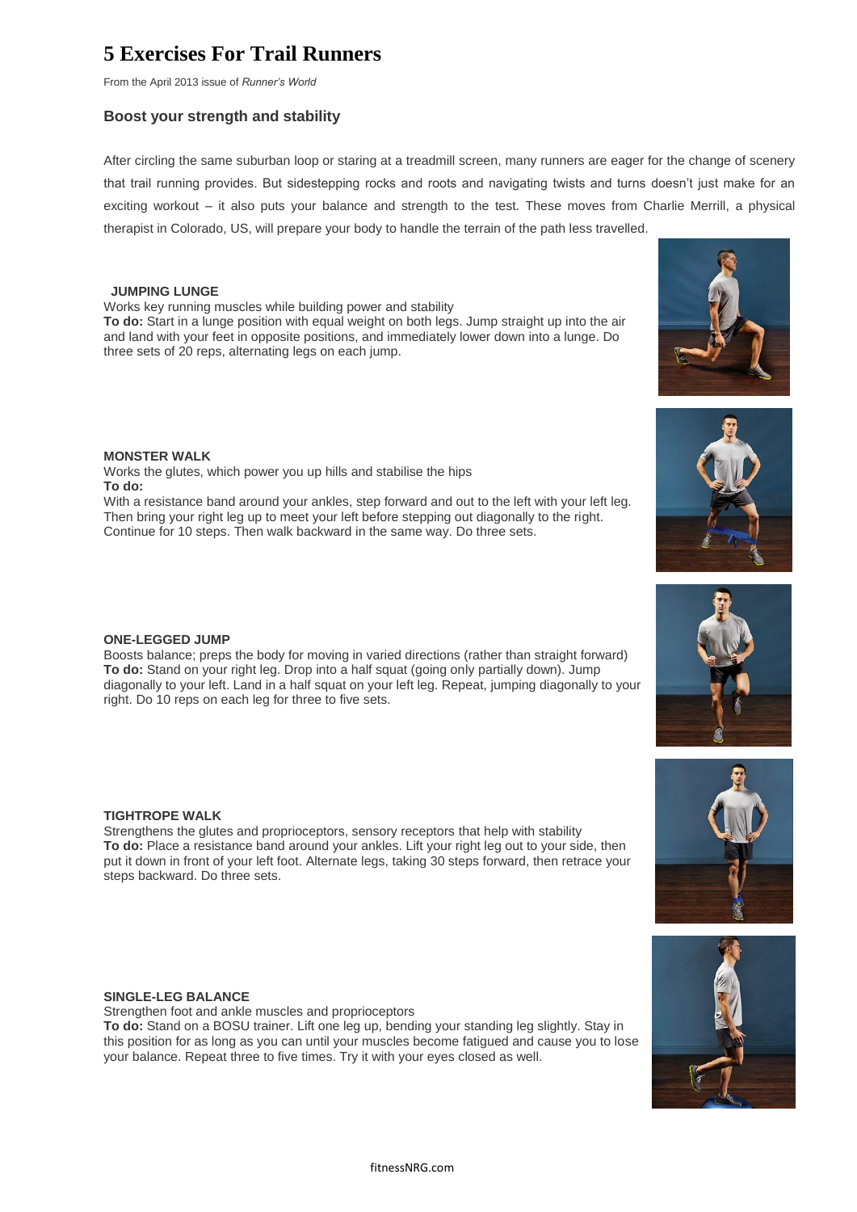# 5 Exercises For Trail Runners

From the April 2013 issue of *Runner's World*

## Boost your strength and stability

After circling the same suburban loop or staring at a treadmill screen, many runners are eager for the change of scenery that trail running provides. But sidestepping rocks and roots and navigating twists and turns doesn't just make for an exciting workout – it also puts your balance and strength to the test. These moves from Charlie Merrill, a physical therapist in Colorado, US, will prepare your body to handle the terrain of the path less travelled.

### JUMPING LUNGE

Works key running muscles while building power and stability

**To do:** Start in a lunge position with equal weight on both legs. Jump straight up into the air and land with your feet in opposite positions, and immediately lower down into a lunge. Do three sets of 20 reps, alternating legs on each jump.

### MONSTER WALK

Works the glutes, which power you up hills and stabilise the hips

**To do:**

With a resistance band around your ankles, step forward and out to the left with your left leg. Then bring your right leg up to meet your left before stepping out diagonally to the right. Continue for 10 steps. Then walk backward in the same way. Do three sets.

### ONE-LEGGED JUMP

Boosts balance; preps the body for moving in varied directions (rather than straight forward)

**To do:** Stand on your right leg. Drop into a half squat (going only partially down). Jump diagonally to your left. Land in a half squat on your left leg. Repeat, jumping diagonally to your right. Do 10 reps on each leg for three to five sets.

### TIGHTROPE WALK

Strengthens the glutes and proprioceptors, sensory receptors that help with stability

**To do:** Place a resistance band around your ankles. Lift your right leg out to your side, then put it down in front of your left foot. Alternate legs, taking 30 steps forward, then retrace your steps backward. Do three sets.

### SINGLE-LEG BALANCE

Strengthen foot and ankle muscles and proprioceptors

**To do:** Stand on a BOSU trainer. Lift one leg up, bending your standing leg slightly. Stay in this position for as long as you can until your muscles become fatigued and cause you to lose your balance. Repeat three to five times. Try it with your eyes closed as well.